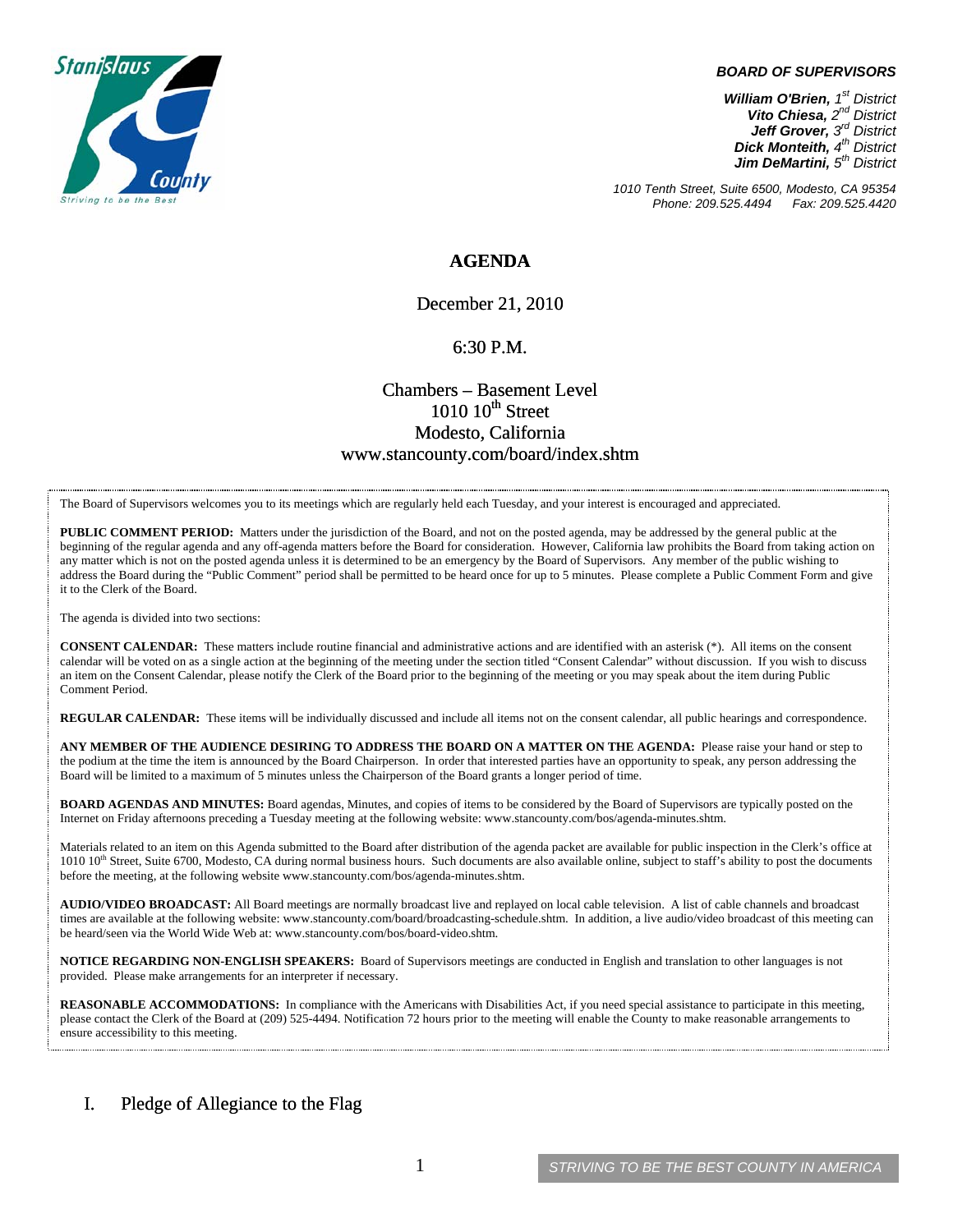**BOARD OF SUPERVISORS**

***William O'Brien,*** *1st District*
***Vito Chiesa,*** *2nd District*
***Jeff Grover,*** *3rd District*
***Dick Monteith,*** *4th District*
***Jim DeMartini,*** *5th District*

*1010 Tenth Street, Suite 6500, Modesto, CA 95354*
*Phone: 209.525.4494 Fax: 209.525.4420*

# AGENDA

December 21, 2010

6:30 P.M.

Chambers – Basement Level
1010 10th Street
Modesto, California
www.stancounty.com/board/index.shtm

The Board of Supervisors welcomes you to its meetings which are regularly held each Tuesday, and your interest is encouraged and appreciated.

**PUBLIC COMMENT PERIOD:** Matters under the jurisdiction of the Board, and not on the posted agenda, may be addressed by the general public at the beginning of the regular agenda and any off-agenda matters before the Board for consideration. However, California law prohibits the Board from taking action on any matter which is not on the posted agenda unless it is determined to be an emergency by the Board of Supervisors. Any member of the public wishing to address the Board during the "Public Comment" period shall be permitted to be heard once for up to 5 minutes. Please complete a Public Comment Form and give it to the Clerk of the Board.

The agenda is divided into two sections:

**CONSENT CALENDAR:** These matters include routine financial and administrative actions and are identified with an asterisk (*). All items on the consent calendar will be voted on as a single action at the beginning of the meeting under the section titled "Consent Calendar" without discussion. If you wish to discuss an item on the Consent Calendar, please notify the Clerk of the Board prior to the beginning of the meeting or you may speak about the item during Public Comment Period.

**REGULAR CALENDAR:** These items will be individually discussed and include all items not on the consent calendar, all public hearings and correspondence.

**ANY MEMBER OF THE AUDIENCE DESIRING TO ADDRESS THE BOARD ON A MATTER ON THE AGENDA:** Please raise your hand or step to the podium at the time the item is announced by the Board Chairperson. In order that interested parties have an opportunity to speak, any person addressing the Board will be limited to a maximum of 5 minutes unless the Chairperson of the Board grants a longer period of time.

**BOARD AGENDAS AND MINUTES:** Board agendas, Minutes, and copies of items to be considered by the Board of Supervisors are typically posted on the Internet on Friday afternoons preceding a Tuesday meeting at the following website: www.stancounty.com/bos/agenda-minutes.shtm.

Materials related to an item on this Agenda submitted to the Board after distribution of the agenda packet are available for public inspection in the Clerk's office at 1010 10th Street, Suite 6700, Modesto, CA during normal business hours. Such documents are also available online, subject to staff's ability to post the documents before the meeting, at the following website www.stancounty.com/bos/agenda-minutes.shtm.

**AUDIO/VIDEO BROADCAST:** All Board meetings are normally broadcast live and replayed on local cable television. A list of cable channels and broadcast times are available at the following website: www.stancounty.com/board/broadcasting-schedule.shtm. In addition, a live audio/video broadcast of this meeting can be heard/seen via the World Wide Web at: www.stancounty.com/bos/board-video.shtm.

**NOTICE REGARDING NON-ENGLISH SPEAKERS:** Board of Supervisors meetings are conducted in English and translation to other languages is not provided. Please make arrangements for an interpreter if necessary.

**REASONABLE ACCOMMODATIONS:** In compliance with the Americans with Disabilities Act, if you need special assistance to participate in this meeting, please contact the Clerk of the Board at (209) 525-4494. Notification 72 hours prior to the meeting will enable the County to make reasonable arrangements to ensure accessibility to this meeting.

## I. Pledge of Allegiance to the Flag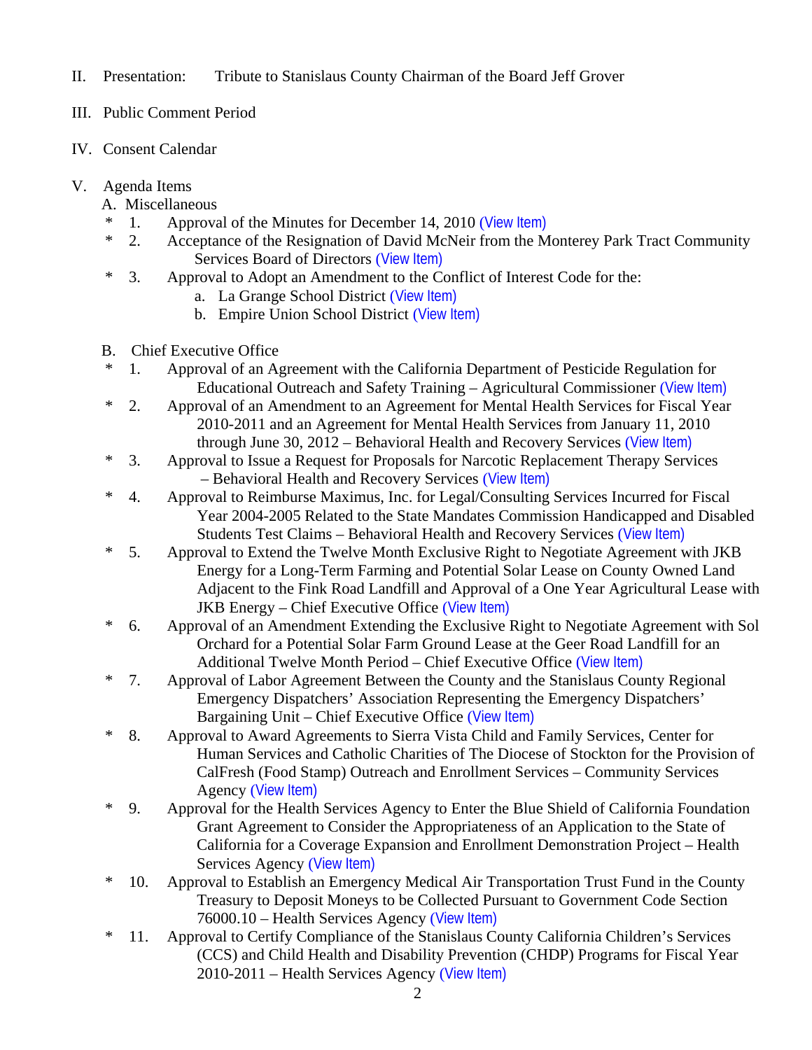II. Presentation: Tribute to Stanislaus County Chairman of the Board Jeff Grover

III. Public Comment Period

IV. Consent Calendar

V. Agenda Items

A. Miscellaneous

\* 1. Approval of the Minutes for December 14, 2010 (View Item)

\* 2. Acceptance of the Resignation of David McNeir from the Monterey Park Tract Community Services Board of Directors (View Item)

\* 3. Approval to Adopt an Amendment to the Conflict of Interest Code for the:

a. La Grange School District (View Item)

b. Empire Union School District (View Item)

B. Chief Executive Office

\* 1. Approval of an Agreement with the California Department of Pesticide Regulation for Educational Outreach and Safety Training – Agricultural Commissioner (View Item)

\* 2. Approval of an Amendment to an Agreement for Mental Health Services for Fiscal Year 2010-2011 and an Agreement for Mental Health Services from January 11, 2010 through June 30, 2012 – Behavioral Health and Recovery Services (View Item)

\* 3. Approval to Issue a Request for Proposals for Narcotic Replacement Therapy Services – Behavioral Health and Recovery Services (View Item)

\* 4. Approval to Reimburse Maximus, Inc. for Legal/Consulting Services Incurred for Fiscal Year 2004-2005 Related to the State Mandates Commission Handicapped and Disabled Students Test Claims – Behavioral Health and Recovery Services (View Item)

\* 5. Approval to Extend the Twelve Month Exclusive Right to Negotiate Agreement with JKB Energy for a Long-Term Farming and Potential Solar Lease on County Owned Land Adjacent to the Fink Road Landfill and Approval of a One Year Agricultural Lease with JKB Energy – Chief Executive Office (View Item)

\* 6. Approval of an Amendment Extending the Exclusive Right to Negotiate Agreement with Sol Orchard for a Potential Solar Farm Ground Lease at the Geer Road Landfill for an Additional Twelve Month Period – Chief Executive Office (View Item)

\* 7. Approval of Labor Agreement Between the County and the Stanislaus County Regional Emergency Dispatchers' Association Representing the Emergency Dispatchers' Bargaining Unit – Chief Executive Office (View Item)

\* 8. Approval to Award Agreements to Sierra Vista Child and Family Services, Center for Human Services and Catholic Charities of The Diocese of Stockton for the Provision of CalFresh (Food Stamp) Outreach and Enrollment Services – Community Services Agency (View Item)

\* 9. Approval for the Health Services Agency to Enter the Blue Shield of California Foundation Grant Agreement to Consider the Appropriateness of an Application to the State of California for a Coverage Expansion and Enrollment Demonstration Project – Health Services Agency (View Item)

\* 10. Approval to Establish an Emergency Medical Air Transportation Trust Fund in the County Treasury to Deposit Moneys to be Collected Pursuant to Government Code Section 76000.10 – Health Services Agency (View Item)

\* 11. Approval to Certify Compliance of the Stanislaus County California Children's Services (CCS) and Child Health and Disability Prevention (CHDP) Programs for Fiscal Year 2010-2011 – Health Services Agency (View Item)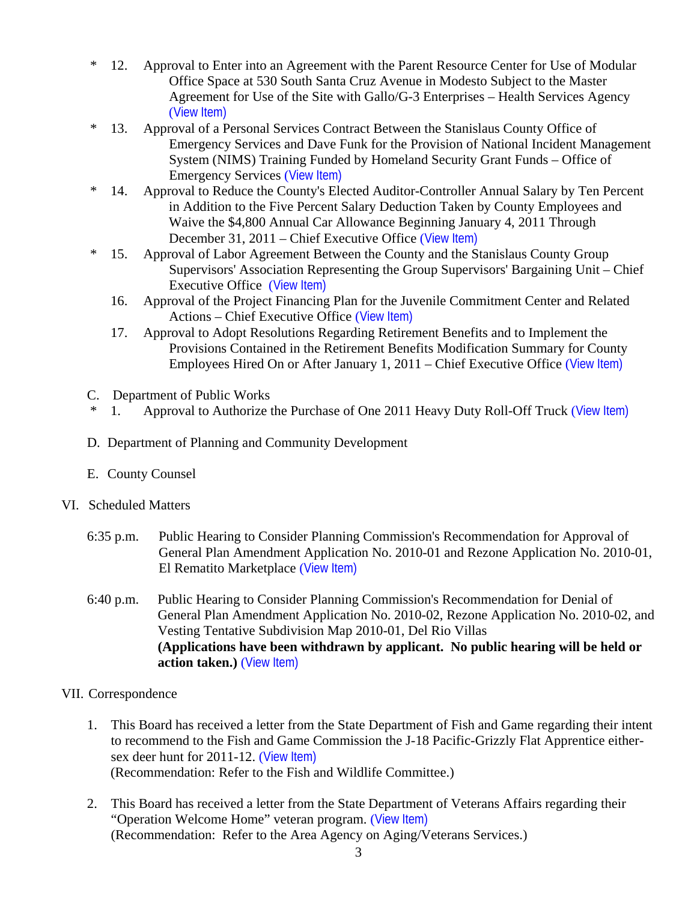\* 12. Approval to Enter into an Agreement with the Parent Resource Center for Use of Modular Office Space at 530 South Santa Cruz Avenue in Modesto Subject to the Master Agreement for Use of the Site with Gallo/G-3 Enterprises – Health Services Agency (View Item)

\* 13. Approval of a Personal Services Contract Between the Stanislaus County Office of Emergency Services and Dave Funk for the Provision of National Incident Management System (NIMS) Training Funded by Homeland Security Grant Funds – Office of Emergency Services (View Item)

\* 14. Approval to Reduce the County's Elected Auditor-Controller Annual Salary by Ten Percent in Addition to the Five Percent Salary Deduction Taken by County Employees and Waive the $4,800 Annual Car Allowance Beginning January 4, 2011 Through December 31, 2011 – Chief Executive Office (View Item)

\* 15. Approval of Labor Agreement Between the County and the Stanislaus County Group Supervisors' Association Representing the Group Supervisors' Bargaining Unit – Chief Executive Office (View Item)

16. Approval of the Project Financing Plan for the Juvenile Commitment Center and Related Actions – Chief Executive Office (View Item)

17. Approval to Adopt Resolutions Regarding Retirement Benefits and to Implement the Provisions Contained in the Retirement Benefits Modification Summary for County Employees Hired On or After January 1, 2011 – Chief Executive Office (View Item)

C. Department of Public Works

\* 1. Approval to Authorize the Purchase of One 2011 Heavy Duty Roll-Off Truck (View Item)

D. Department of Planning and Community Development

E. County Counsel

VI. Scheduled Matters

6:35 p.m. Public Hearing to Consider Planning Commission's Recommendation for Approval of General Plan Amendment Application No. 2010-01 and Rezone Application No. 2010-01, El Rematito Marketplace (View Item)

6:40 p.m. Public Hearing to Consider Planning Commission's Recommendation for Denial of General Plan Amendment Application No. 2010-02, Rezone Application No. 2010-02, and Vesting Tentative Subdivision Map 2010-01, Del Rio Villas
**(Applications have been withdrawn by applicant. No public hearing will be held or action taken.)** (View Item)

VII. Correspondence

1. This Board has received a letter from the State Department of Fish and Game regarding their intent to recommend to the Fish and Game Commission the J-18 Pacific-Grizzly Flat Apprentice either-sex deer hunt for 2011-12. (View Item)
(Recommendation: Refer to the Fish and Wildlife Committee.)

2. This Board has received a letter from the State Department of Veterans Affairs regarding their "Operation Welcome Home" veteran program. (View Item)
(Recommendation: Refer to the Area Agency on Aging/Veterans Services.)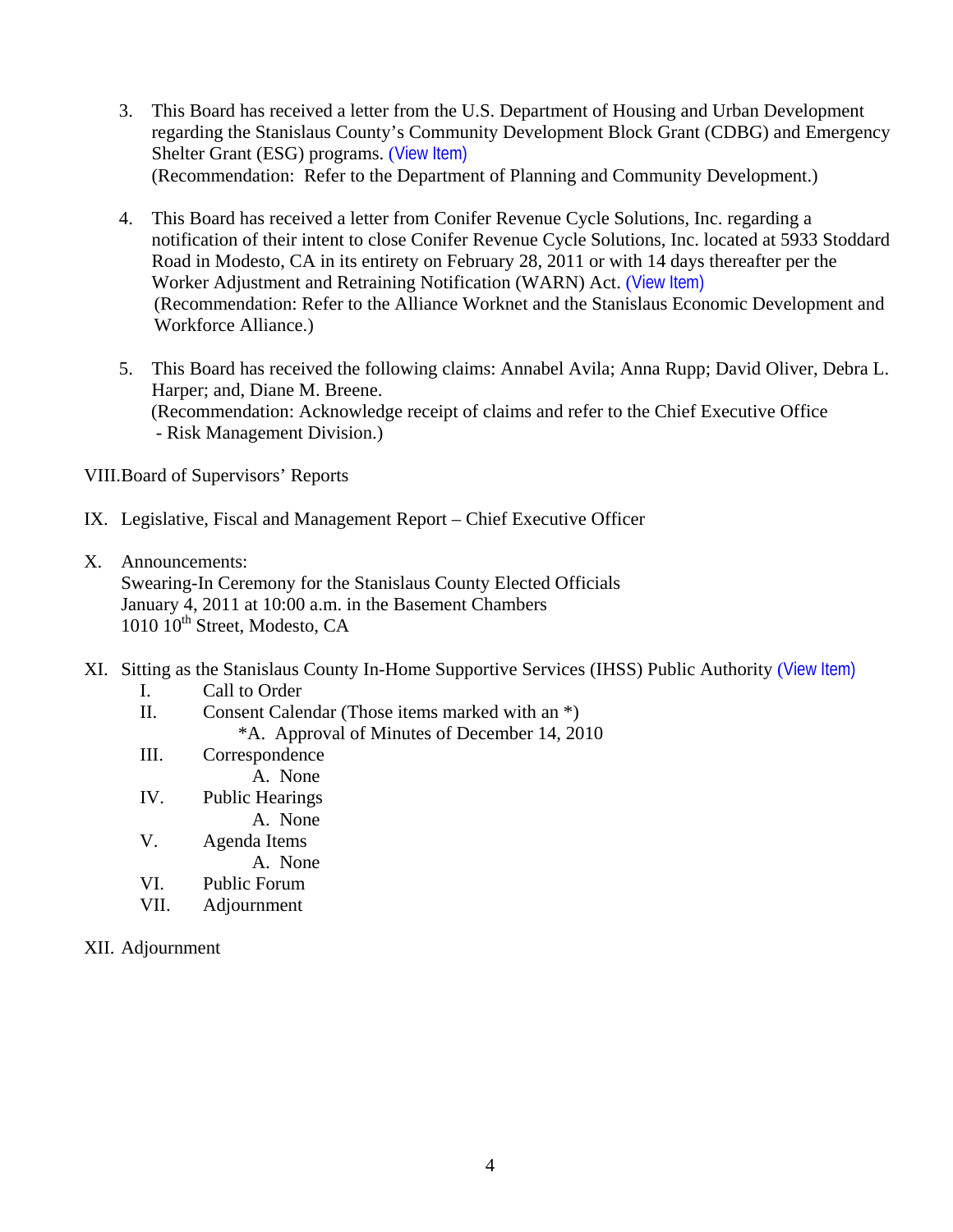3. This Board has received a letter from the U.S. Department of Housing and Urban Development regarding the Stanislaus County's Community Development Block Grant (CDBG) and Emergency Shelter Grant (ESG) programs. (View Item)
   (Recommendation: Refer to the Department of Planning and Community Development.)

4. This Board has received a letter from Conifer Revenue Cycle Solutions, Inc. regarding a notification of their intent to close Conifer Revenue Cycle Solutions, Inc. located at 5933 Stoddard Road in Modesto, CA in its entirety on February 28, 2011 or with 14 days thereafter per the Worker Adjustment and Retraining Notification (WARN) Act. (View Item)
   (Recommendation: Refer to the Alliance Worknet and the Stanislaus Economic Development and Workforce Alliance.)

5. This Board has received the following claims: Annabel Avila; Anna Rupp; David Oliver, Debra L. Harper; and, Diane M. Breene.
   (Recommendation: Acknowledge receipt of claims and refer to the Chief Executive Office - Risk Management Division.)

VIII. Board of Supervisors' Reports

IX. Legislative, Fiscal and Management Report – Chief Executive Officer

X. Announcements:
   Swearing-In Ceremony for the Stanislaus County Elected Officials
   January 4, 2011 at 10:00 a.m. in the Basement Chambers
   1010 10th Street, Modesto, CA

XI. Sitting as the Stanislaus County In-Home Supportive Services (IHSS) Public Authority (View Item)
   - I. Call to Order
   - II. Consent Calendar (Those items marked with an *)
     - *A. Approval of Minutes of December 14, 2010
   - III. Correspondence
     - A. None
   - IV. Public Hearings
     - A. None
   - V. Agenda Items
     - A. None
   - VI. Public Forum
   - VII. Adjournment

XII. Adjournment